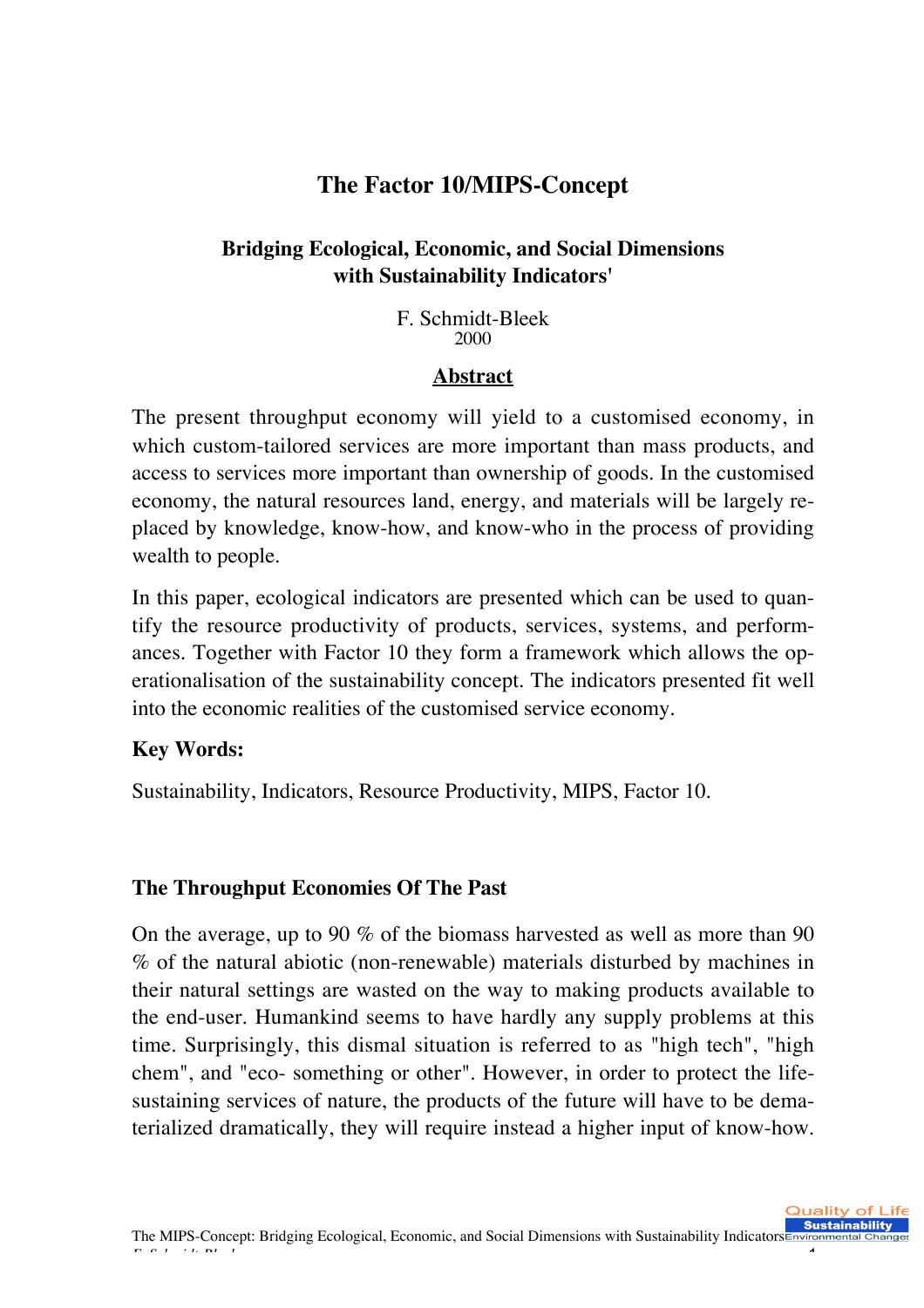# The Factor 10/MIPS-Concept

## Bridging Ecological, Economic, and Social Dimensions with Sustainability Indicators'

F. Schmidt-Bleek
2000

### Abstract

The present throughput economy will yield to a customised economy, in which custom-tailored services are more important than mass products, and access to services more important than ownership of goods. In the customised economy, the natural resources land, energy, and materials will be largely replaced by knowledge, know-how, and know-who in the process of providing wealth to people.

In this paper, ecological indicators are presented which can be used to quantify the resource productivity of products, services, systems, and performances. Together with Factor 10 they form a framework which allows the operationalisation of the sustainability concept. The indicators presented fit well into the economic realities of the customised service economy.

**Key Words:**

Sustainability, Indicators, Resource Productivity, MIPS, Factor 10.

### The Throughput Economies Of The Past

On the average, up to 90 % of the biomass harvested as well as more than 90 % of the natural abiotic (non-renewable) materials disturbed by machines in their natural settings are wasted on the way to making products available to the end-user. Humankind seems to have hardly any supply problems at this time. Surprisingly, this dismal situation is referred to as "high tech", "high chem", and "eco- something or other". However, in order to protect the life-sustaining services of nature, the products of the future will have to be dematerialized dramatically, they will require instead a higher input of know-how.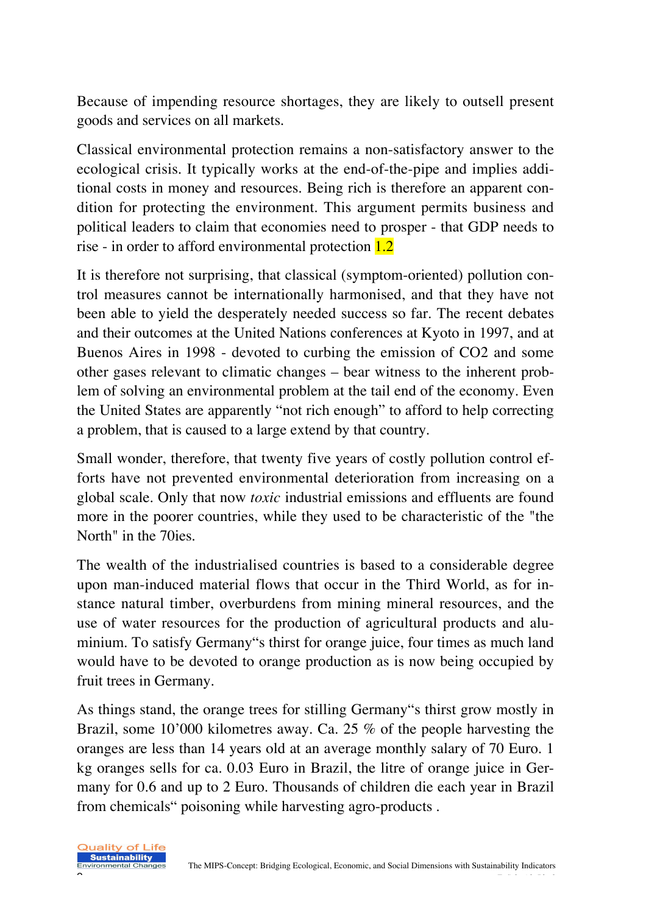Because of impending resource shortages, they are likely to outsell present goods and services on all markets.

Classical environmental protection remains a non-satisfactory answer to the ecological crisis. It typically works at the end-of-the-pipe and implies additional costs in money and resources. Being rich is therefore an apparent condition for protecting the environment. This argument permits business and political leaders to claim that economies need to prosper - that GDP needs to rise - in order to afford environmental protection 1.2

It is therefore not surprising, that classical (symptom-oriented) pollution control measures cannot be internationally harmonised, and that they have not been able to yield the desperately needed success so far. The recent debates and their outcomes at the United Nations conferences at Kyoto in 1997, and at Buenos Aires in 1998 - devoted to curbing the emission of $CO_2$ and some other gases relevant to climatic changes – bear witness to the inherent problem of solving an environmental problem at the tail end of the economy. Even the United States are apparently “not rich enough” to afford to help correcting a problem, that is caused to a large extend by that country.

Small wonder, therefore, that twenty five years of costly pollution control efforts have not prevented environmental deterioration from increasing on a global scale. Only that now *toxic* industrial emissions and effluents are found more in the poorer countries, while they used to be characteristic of the "the North" in the 70ies.

The wealth of the industrialised countries is based to a considerable degree upon man-induced material flows that occur in the Third World, as for instance natural timber, overburdens from mining mineral resources, and the use of water resources for the production of agricultural products and aluminium. To satisfy Germany“s thirst for orange juice, four times as much land would have to be devoted to orange production as is now being occupied by fruit trees in Germany.

As things stand, the orange trees for stilling Germany“s thirst grow mostly in Brazil, some 10’000 kilometres away. Ca. 25 % of the people harvesting the oranges are less than 14 years old at an average monthly salary of 70 Euro. 1 kg oranges sells for ca. 0.03 Euro in Brazil, the litre of orange juice in Germany for 0.6 and up to 2 Euro. Thousands of children die each year in Brazil from chemicals“ poisoning while harvesting agro-products .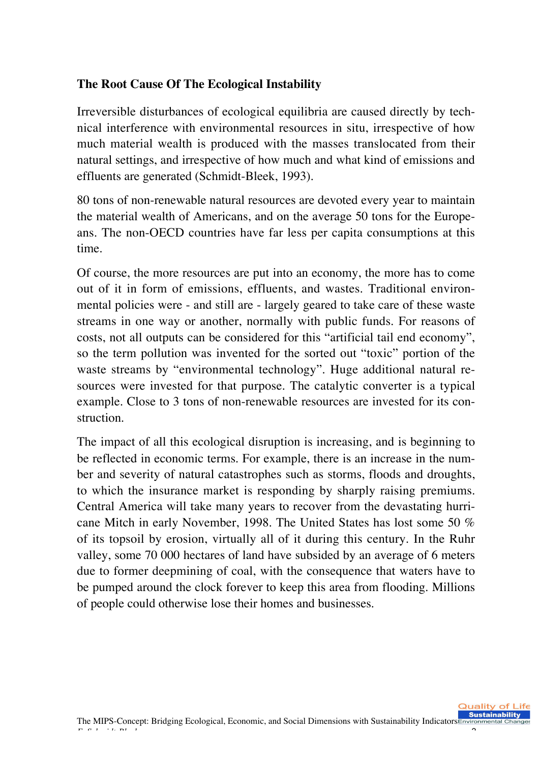**The Root Cause Of The Ecological Instability**

Irreversible disturbances of ecological equilibria are caused directly by technical interference with environmental resources in situ, irrespective of how much material wealth is produced with the masses translocated from their natural settings, and irrespective of how much and what kind of emissions and effluents are generated (Schmidt-Bleek, 1993).

80 tons of non-renewable natural resources are devoted every year to maintain the material wealth of Americans, and on the average 50 tons for the Europeans. The non-OECD countries have far less per capita consumptions at this time.

Of course, the more resources are put into an economy, the more has to come out of it in form of emissions, effluents, and wastes. Traditional environmental policies were - and still are - largely geared to take care of these waste streams in one way or another, normally with public funds. For reasons of costs, not all outputs can be considered for this "artificial tail end economy", so the term pollution was invented for the sorted out "toxic" portion of the waste streams by "environmental technology". Huge additional natural resources were invested for that purpose. The catalytic converter is a typical example. Close to 3 tons of non-renewable resources are invested for its construction.

The impact of all this ecological disruption is increasing, and is beginning to be reflected in economic terms. For example, there is an increase in the number and severity of natural catastrophes such as storms, floods and droughts, to which the insurance market is responding by sharply raising premiums. Central America will take many years to recover from the devastating hurricane Mitch in early November, 1998. The United States has lost some 50 % of its topsoil by erosion, virtually all of it during this century. In the Ruhr valley, some 70 000 hectares of land have subsided by an average of 6 meters due to former deepmining of coal, with the consequence that waters have to be pumped around the clock forever to keep this area from flooding. Millions of people could otherwise lose their homes and businesses.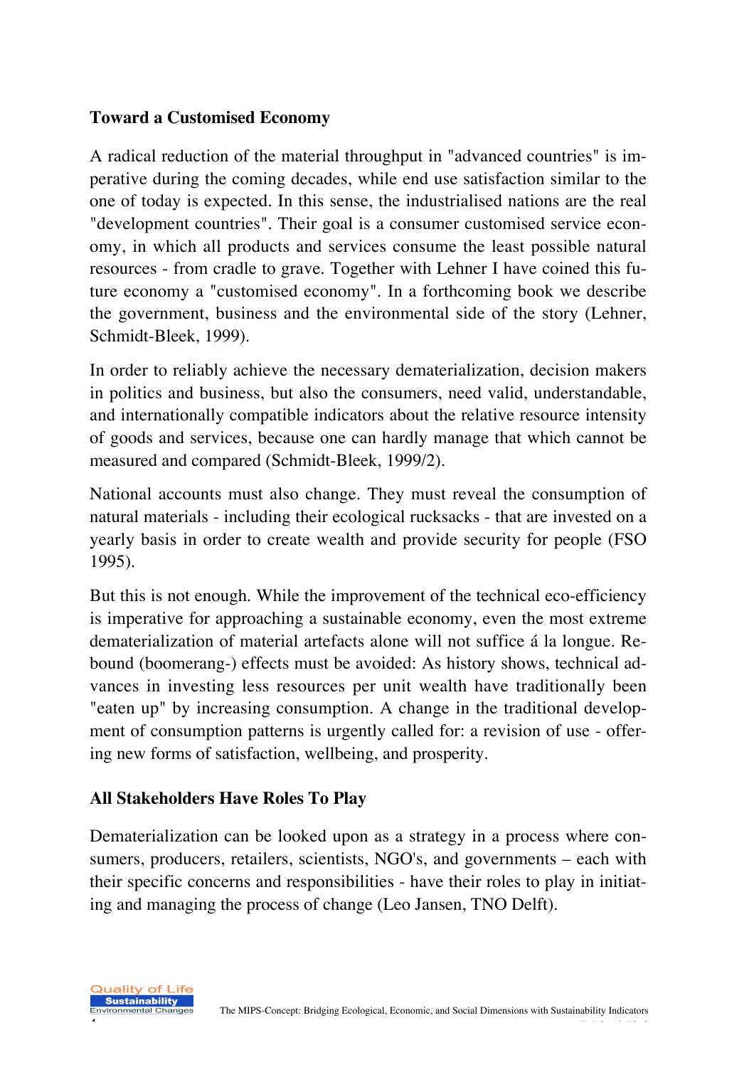## Toward a Customised Economy

A radical reduction of the material throughput in "advanced countries" is imperative during the coming decades, while end use satisfaction similar to the one of today is expected. In this sense, the industrialised nations are the real "development countries". Their goal is a consumer customised service economy, in which all products and services consume the least possible natural resources - from cradle to grave. Together with Lehner I have coined this future economy a "customised economy". In a forthcoming book we describe the government, business and the environmental side of the story (Lehner, Schmidt-Bleek, 1999).

In order to reliably achieve the necessary dematerialization, decision makers in politics and business, but also the consumers, need valid, understandable, and internationally compatible indicators about the relative resource intensity of goods and services, because one can hardly manage that which cannot be measured and compared (Schmidt-Bleek, 1999/2).

National accounts must also change. They must reveal the consumption of natural materials - including their ecological rucksacks - that are invested on a yearly basis in order to create wealth and provide security for people (FSO 1995).

But this is not enough. While the improvement of the technical eco-efficiency is imperative for approaching a sustainable economy, even the most extreme dematerialization of material artefacts alone will not suffice á la longue. Rebound (boomerang-) effects must be avoided: As history shows, technical advances in investing less resources per unit wealth have traditionally been "eaten up" by increasing consumption. A change in the traditional development of consumption patterns is urgently called for: a revision of use - offering new forms of satisfaction, wellbeing, and prosperity.

## All Stakeholders Have Roles To Play

Dematerialization can be looked upon as a strategy in a process where consumers, producers, retailers, scientists, NGO's, and governments – each with their specific concerns and responsibilities - have their roles to play in initiating and managing the process of change (Leo Jansen, TNO Delft).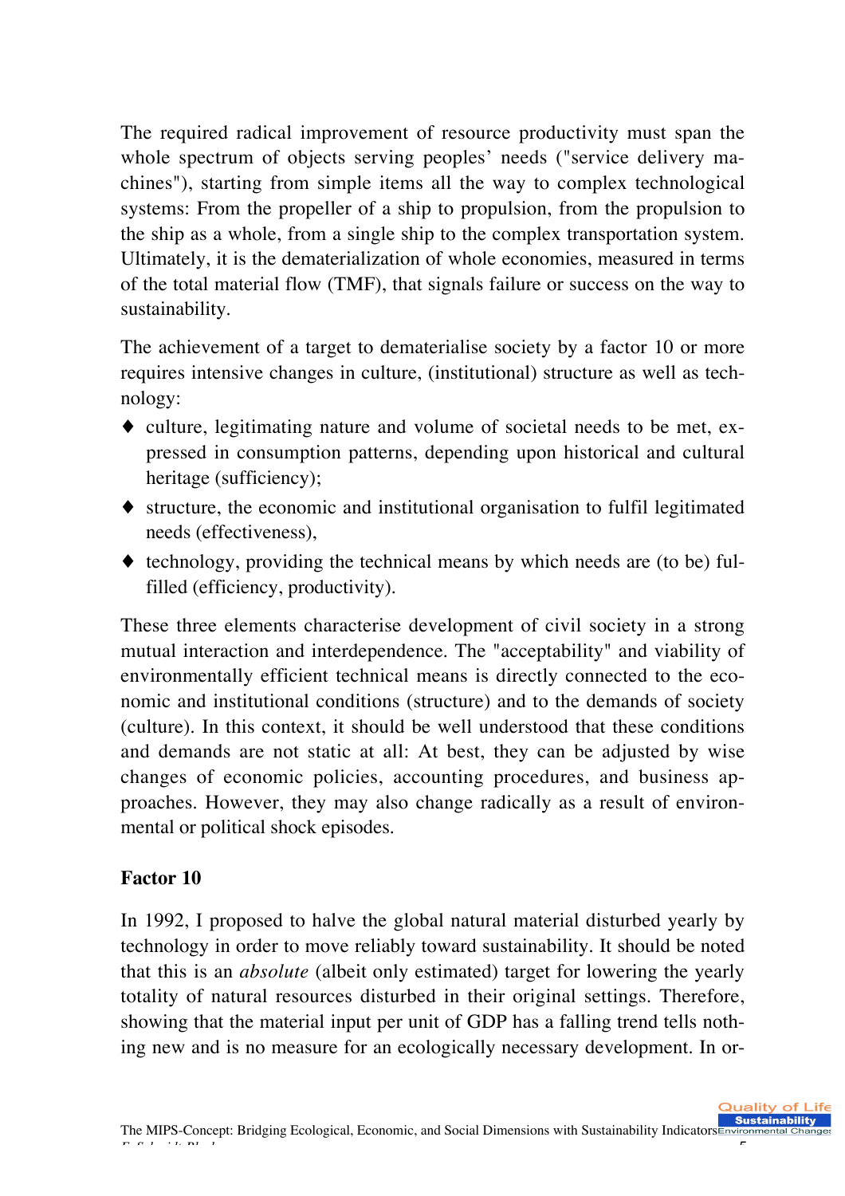The required radical improvement of resource productivity must span the whole spectrum of objects serving peoples' needs ("service delivery machines"), starting from simple items all the way to complex technological systems: From the propeller of a ship to propulsion, from the propulsion to the ship as a whole, from a single ship to the complex transportation system. Ultimately, it is the dematerialization of whole economies, measured in terms of the total material flow (TMF), that signals failure or success on the way to sustainability.

The achievement of a target to dematerialise society by a factor 10 or more requires intensive changes in culture, (institutional) structure as well as technology:

- culture, legitimating nature and volume of societal needs to be met, expressed in consumption patterns, depending upon historical and cultural heritage (sufficiency);
- structure, the economic and institutional organisation to fulfil legitimated needs (effectiveness),
- technology, providing the technical means by which needs are (to be) fulfilled (efficiency, productivity).

These three elements characterise development of civil society in a strong mutual interaction and interdependence. The "acceptability" and viability of environmentally efficient technical means is directly connected to the economic and institutional conditions (structure) and to the demands of society (culture). In this context, it should be well understood that these conditions and demands are not static at all: At best, they can be adjusted by wise changes of economic policies, accounting procedures, and business approaches. However, they may also change radically as a result of environmental or political shock episodes.

## Factor 10

In 1992, I proposed to halve the global natural material disturbed yearly by technology in order to move reliably toward sustainability. It should be noted that this is an *absolute* (albeit only estimated) target for lowering the yearly totality of natural resources disturbed in their original settings. Therefore, showing that the material input per unit of GDP has a falling trend tells nothing new and is no measure for an ecologically necessary development. In or-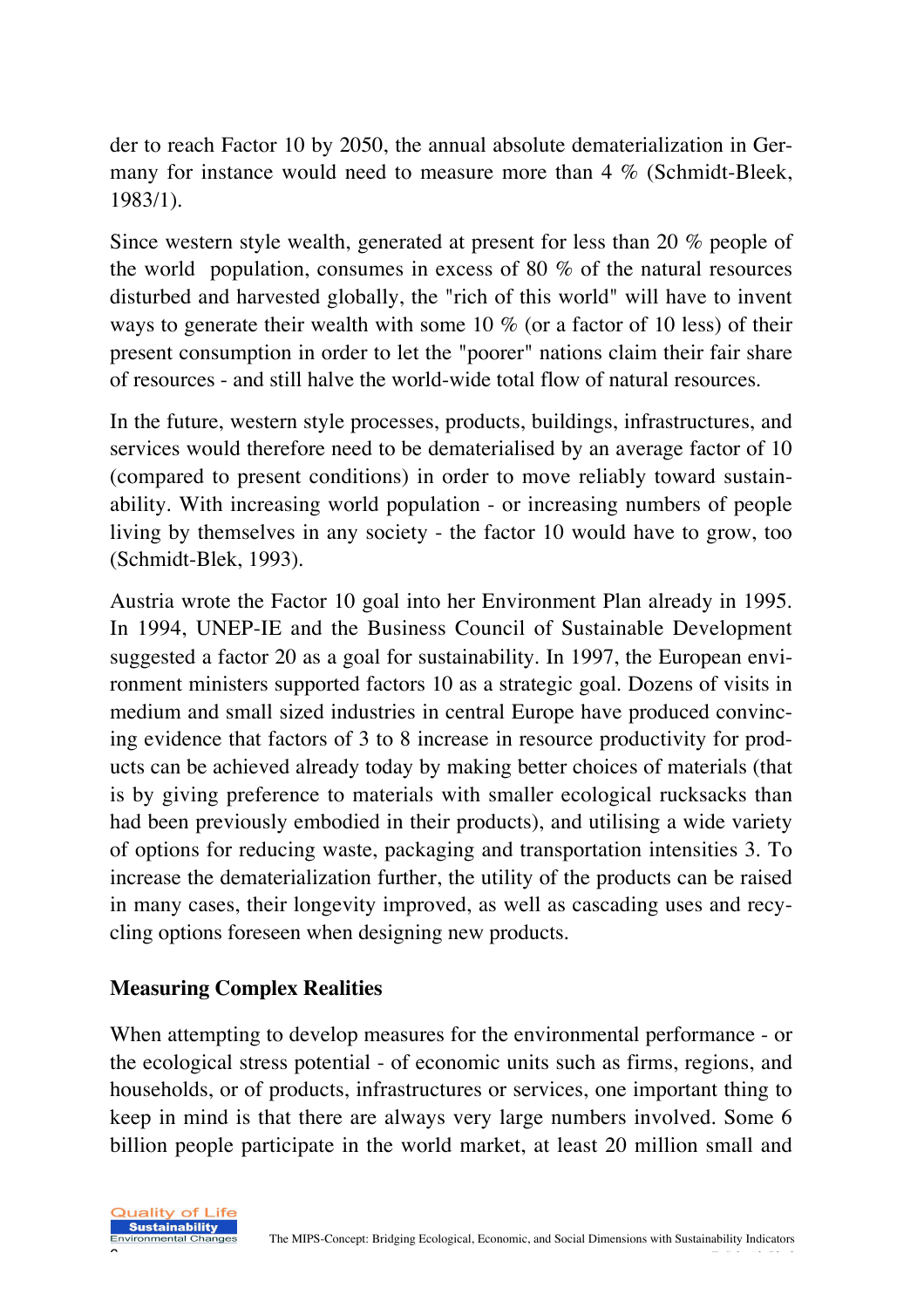der to reach Factor 10 by 2050, the annual absolute dematerialization in Germany for instance would need to measure more than 4 % (Schmidt-Bleek, 1983/1).

Since western style wealth, generated at present for less than 20 % people of the world population, consumes in excess of 80 % of the natural resources disturbed and harvested globally, the "rich of this world" will have to invent ways to generate their wealth with some 10 % (or a factor of 10 less) of their present consumption in order to let the "poorer" nations claim their fair share of resources - and still halve the world-wide total flow of natural resources.

In the future, western style processes, products, buildings, infrastructures, and services would therefore need to be dematerialised by an average factor of 10 (compared to present conditions) in order to move reliably toward sustainability. With increasing world population - or increasing numbers of people living by themselves in any society - the factor 10 would have to grow, too (Schmidt-Blek, 1993).

Austria wrote the Factor 10 goal into her Environment Plan already in 1995. In 1994, UNEP-IE and the Business Council of Sustainable Development suggested a factor 20 as a goal for sustainability. In 1997, the European environment ministers supported factors 10 as a strategic goal. Dozens of visits in medium and small sized industries in central Europe have produced convincing evidence that factors of 3 to 8 increase in resource productivity for products can be achieved already today by making better choices of materials (that is by giving preference to materials with smaller ecological rucksacks than had been previously embodied in their products), and utilising a wide variety of options for reducing waste, packaging and transportation intensities 3. To increase the dematerialization further, the utility of the products can be raised in many cases, their longevity improved, as well as cascading uses and recycling options foreseen when designing new products.

## Measuring Complex Realities

When attempting to develop measures for the environmental performance - or the ecological stress potential - of economic units such as firms, regions, and households, or of products, infrastructures or services, one important thing to keep in mind is that there are always very large numbers involved. Some 6 billion people participate in the world market, at least 20 million small and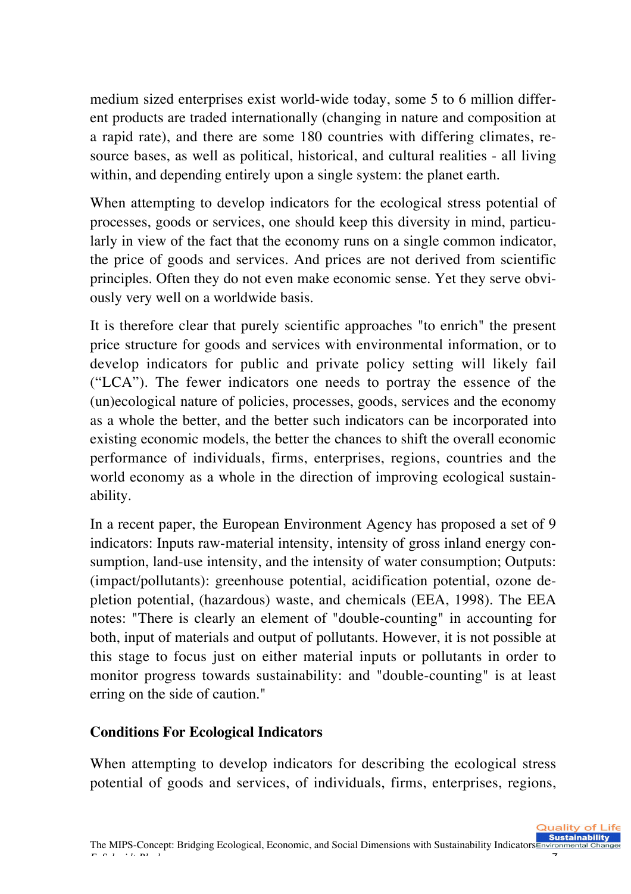medium sized enterprises exist world-wide today, some 5 to 6 million different products are traded internationally (changing in nature and composition at a rapid rate), and there are some 180 countries with differing climates, resource bases, as well as political, historical, and cultural realities - all living within, and depending entirely upon a single system: the planet earth.

When attempting to develop indicators for the ecological stress potential of processes, goods or services, one should keep this diversity in mind, particularly in view of the fact that the economy runs on a single common indicator, the price of goods and services. And prices are not derived from scientific principles. Often they do not even make economic sense. Yet they serve obviously very well on a worldwide basis.

It is therefore clear that purely scientific approaches "to enrich" the present price structure for goods and services with environmental information, or to develop indicators for public and private policy setting will likely fail ("LCA"). The fewer indicators one needs to portray the essence of the (un)ecological nature of policies, processes, goods, services and the economy as a whole the better, and the better such indicators can be incorporated into existing economic models, the better the chances to shift the overall economic performance of individuals, firms, enterprises, regions, countries and the world economy as a whole in the direction of improving ecological sustainability.

In a recent paper, the European Environment Agency has proposed a set of 9 indicators: Inputs raw-material intensity, intensity of gross inland energy consumption, land-use intensity, and the intensity of water consumption; Outputs: (impact/pollutants): greenhouse potential, acidification potential, ozone depletion potential, (hazardous) waste, and chemicals (EEA, 1998). The EEA notes: "There is clearly an element of "double-counting" in accounting for both, input of materials and output of pollutants. However, it is not possible at this stage to focus just on either material inputs or pollutants in order to monitor progress towards sustainability: and "double-counting" is at least erring on the side of caution."

## Conditions For Ecological Indicators

When attempting to develop indicators for describing the ecological stress potential of goods and services, of individuals, firms, enterprises, regions,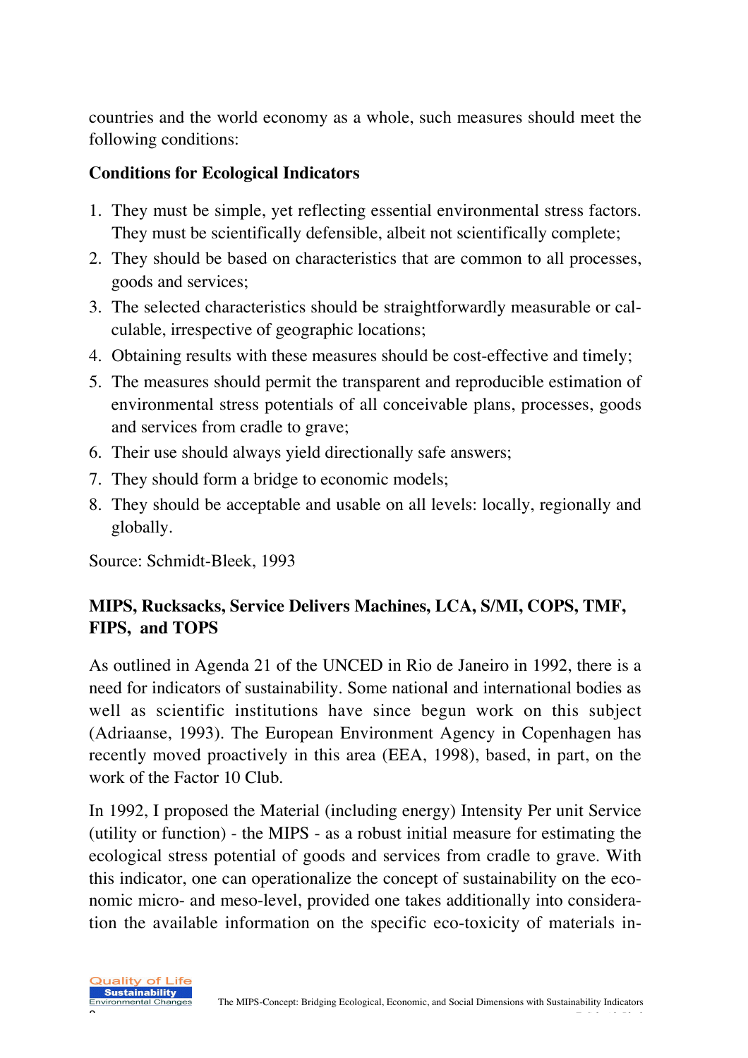countries and the world economy as a whole, such measures should meet the following conditions:

**Conditions for Ecological Indicators**

1. They must be simple, yet reflecting essential environmental stress factors. They must be scientifically defensible, albeit not scientifically complete;
2. They should be based on characteristics that are common to all processes, goods and services;
3. The selected characteristics should be straightforwardly measurable or calculable, irrespective of geographic locations;
4. Obtaining results with these measures should be cost-effective and timely;
5. The measures should permit the transparent and reproducible estimation of environmental stress potentials of all conceivable plans, processes, goods and services from cradle to grave;
6. Their use should always yield directionally safe answers;
7. They should form a bridge to economic models;
8. They should be acceptable and usable on all levels: locally, regionally and globally.

Source: Schmidt-Bleek, 1993

**MIPS, Rucksacks, Service Delivers Machines, LCA, S/MI, COPS, TMF, FIPS, and TOPS**

As outlined in Agenda 21 of the UNCED in Rio de Janeiro in 1992, there is a need for indicators of sustainability. Some national and international bodies as well as scientific institutions have since begun work on this subject (Adriaanse, 1993). The European Environment Agency in Copenhagen has recently moved proactively in this area (EEA, 1998), based, in part, on the work of the Factor 10 Club.

In 1992, I proposed the Material (including energy) Intensity Per unit Service (utility or function) - the MIPS - as a robust initial measure for estimating the ecological stress potential of goods and services from cradle to grave. With this indicator, one can operationalize the concept of sustainability on the economic micro- and meso-level, provided one takes additionally into consideration the available information on the specific eco-toxicity of materials in-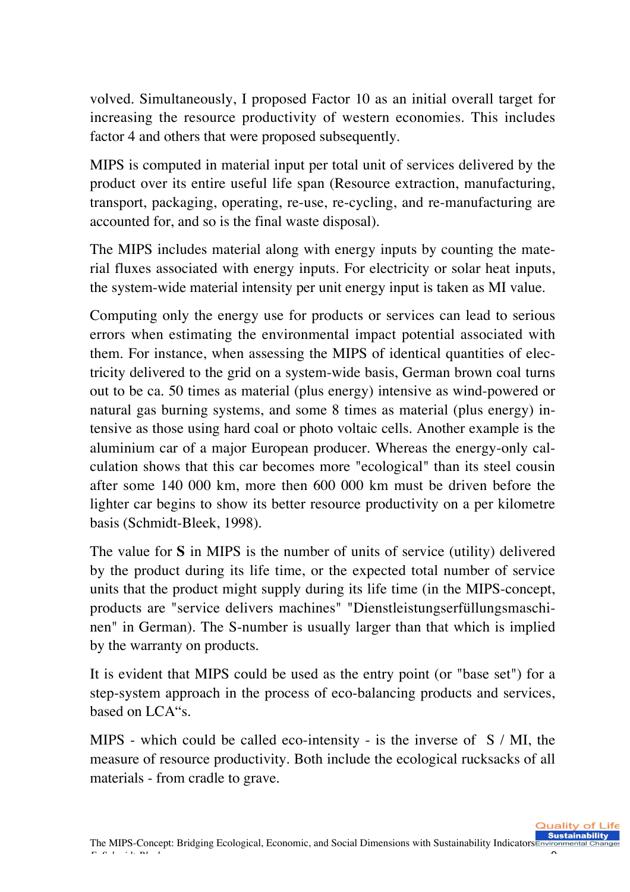volved. Simultaneously, I proposed Factor 10 as an initial overall target for increasing the resource productivity of western economies. This includes factor 4 and others that were proposed subsequently.

MIPS is computed in material input per total unit of services delivered by the product over its entire useful life span (Resource extraction, manufacturing, transport, packaging, operating, re-use, re-cycling, and re-manufacturing are accounted for, and so is the final waste disposal).

The MIPS includes material along with energy inputs by counting the material fluxes associated with energy inputs. For electricity or solar heat inputs, the system-wide material intensity per unit energy input is taken as MI value.

Computing only the energy use for products or services can lead to serious errors when estimating the environmental impact potential associated with them. For instance, when assessing the MIPS of identical quantities of electricity delivered to the grid on a system-wide basis, German brown coal turns out to be ca. 50 times as material (plus energy) intensive as wind-powered or natural gas burning systems, and some 8 times as material (plus energy) intensive as those using hard coal or photo voltaic cells. Another example is the aluminium car of a major European producer. Whereas the energy-only calculation shows that this car becomes more "ecological" than its steel cousin after some 140 000 km, more then 600 000 km must be driven before the lighter car begins to show its better resource productivity on a per kilometre basis (Schmidt-Bleek, 1998).

The value for **S** in MIPS is the number of units of service (utility) delivered by the product during its life time, or the expected total number of service units that the product might supply during its life time (in the MIPS-concept, products are "service delivers machines" "Dienstleistungserfüllungsmaschinen" in German). The S-number is usually larger than that which is implied by the warranty on products.

It is evident that MIPS could be used as the entry point (or "base set") for a step-system approach in the process of eco-balancing products and services, based on LCA"s.

MIPS - which could be called eco-intensity - is the inverse of S / MI, the measure of resource productivity. Both include the ecological rucksacks of all materials - from cradle to grave.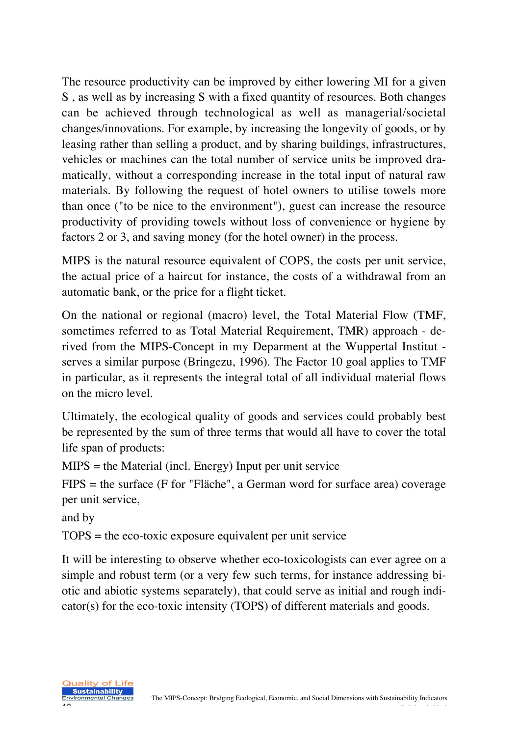The resource productivity can be improved by either lowering MI for a given S , as well as by increasing S with a fixed quantity of resources. Both changes can be achieved through technological as well as managerial/societal changes/innovations. For example, by increasing the longevity of goods, or by leasing rather than selling a product, and by sharing buildings, infrastructures, vehicles or machines can the total number of service units be improved dramatically, without a corresponding increase in the total input of natural raw materials. By following the request of hotel owners to utilise towels more than once ("to be nice to the environment"), guest can increase the resource productivity of providing towels without loss of convenience or hygiene by factors 2 or 3, and saving money (for the hotel owner) in the process.

MIPS is the natural resource equivalent of COPS, the costs per unit service, the actual price of a haircut for instance, the costs of a withdrawal from an automatic bank, or the price for a flight ticket.

On the national or regional (macro) level, the Total Material Flow (TMF, sometimes referred to as Total Material Requirement, TMR) approach - derived from the MIPS-Concept in my Deparment at the Wuppertal Institut - serves a similar purpose (Bringezu, 1996). The Factor 10 goal applies to TMF in particular, as it represents the integral total of all individual material flows on the micro level.

Ultimately, the ecological quality of goods and services could probably best be represented by the sum of three terms that would all have to cover the total life span of products:

MIPS = the Material (incl. Energy) Input per unit service

FIPS = the surface (F for "Fläche", a German word for surface area) coverage per unit service,

and by

TOPS = the eco-toxic exposure equivalent per unit service

It will be interesting to observe whether eco-toxicologists can ever agree on a simple and robust term (or a very few such terms, for instance addressing biotic and abiotic systems separately), that could serve as initial and rough indicator(s) for the eco-toxic intensity (TOPS) of different materials and goods.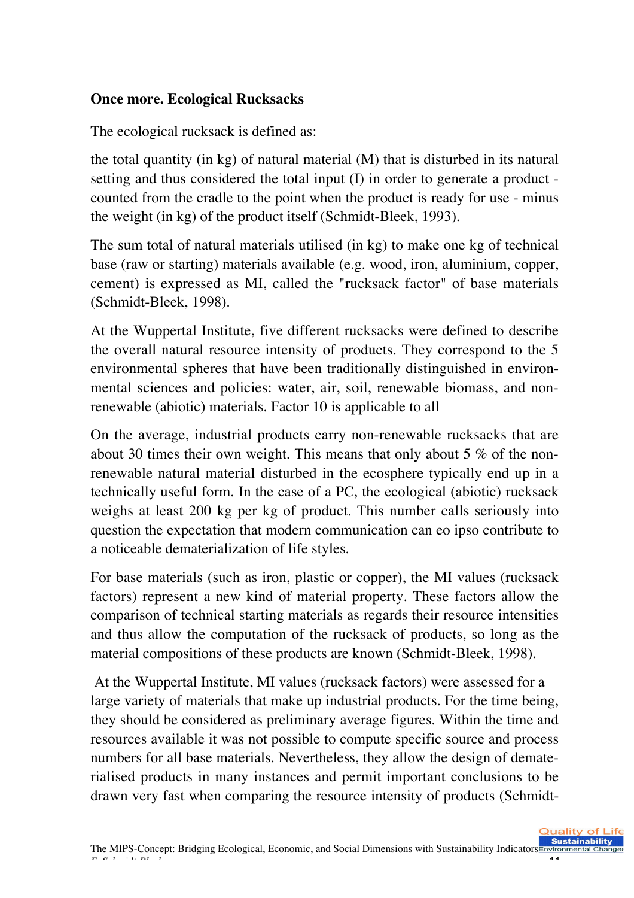**Once more. Ecological Rucksacks**

The ecological rucksack is defined as:

the total quantity (in kg) of natural material (M) that is disturbed in its natural setting and thus considered the total input (I) in order to generate a product - counted from the cradle to the point when the product is ready for use - minus the weight (in kg) of the product itself (Schmidt-Bleek, 1993).

The sum total of natural materials utilised (in kg) to make one kg of technical base (raw or starting) materials available (e.g. wood, iron, aluminium, copper, cement) is expressed as MI, called the "rucksack factor" of base materials (Schmidt-Bleek, 1998).

At the Wuppertal Institute, five different rucksacks were defined to describe the overall natural resource intensity of products. They correspond to the 5 environmental spheres that have been traditionally distinguished in environmental sciences and policies: water, air, soil, renewable biomass, and non-renewable (abiotic) materials. Factor 10 is applicable to all

On the average, industrial products carry non-renewable rucksacks that are about 30 times their own weight. This means that only about 5 % of the non-renewable natural material disturbed in the ecosphere typically end up in a technically useful form. In the case of a PC, the ecological (abiotic) rucksack weighs at least 200 kg per kg of product. This number calls seriously into question the expectation that modern communication can eo ipso contribute to a noticeable dematerialization of life styles.

For base materials (such as iron, plastic or copper), the MI values (rucksack factors) represent a new kind of material property. These factors allow the comparison of technical starting materials as regards their resource intensities and thus allow the computation of the rucksack of products, so long as the material compositions of these products are known (Schmidt-Bleek, 1998).

At the Wuppertal Institute, MI values (rucksack factors) were assessed for a large variety of materials that make up industrial products. For the time being, they should be considered as preliminary average figures. Within the time and resources available it was not possible to compute specific source and process numbers for all base materials. Nevertheless, they allow the design of dematerialised products in many instances and permit important conclusions to be drawn very fast when comparing the resource intensity of products (Schmidt-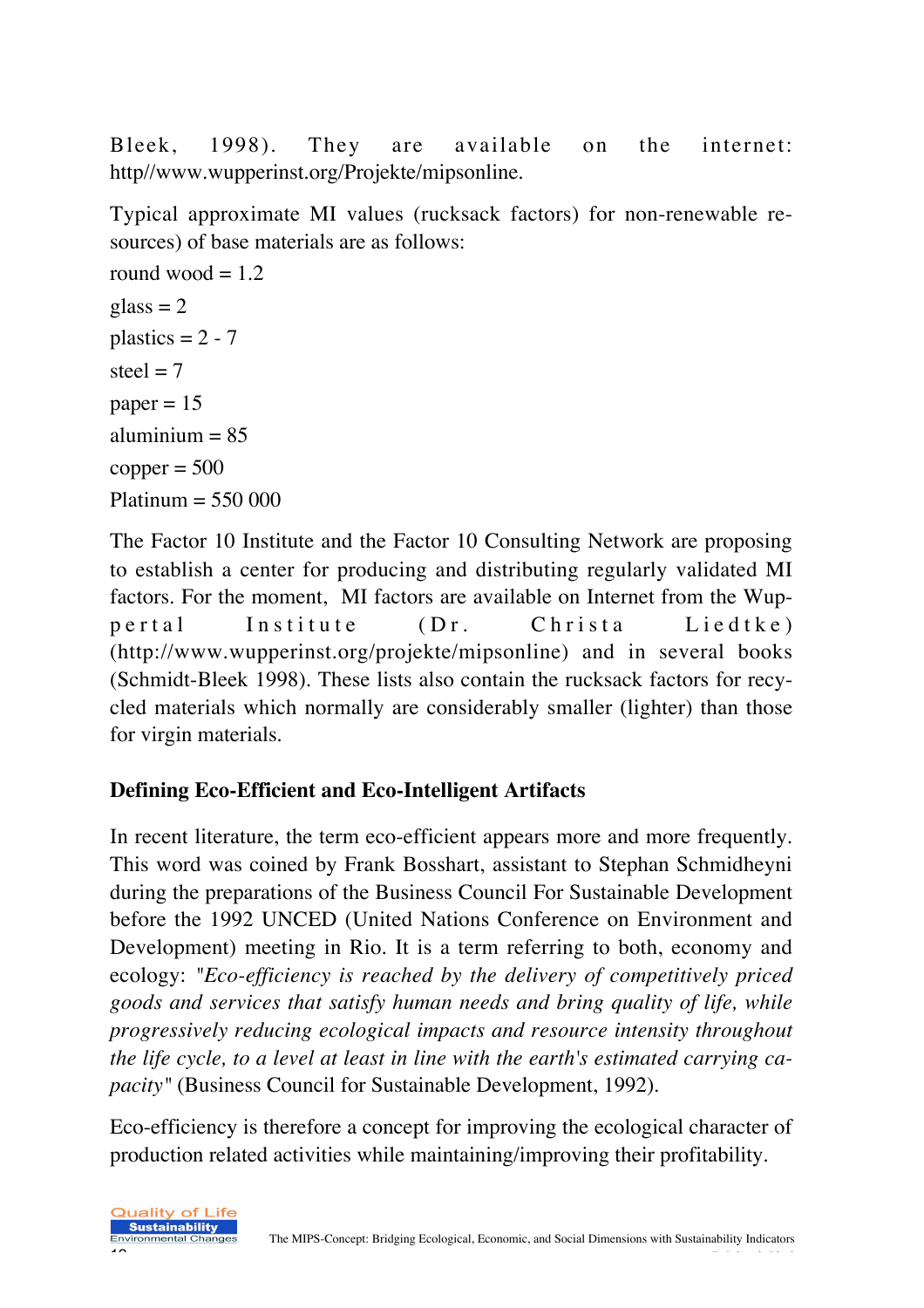Bleek, 1998). They are available on the internet: http//www.wupperinst.org/Projekte/mipsonline.

Typical approximate MI values (rucksack factors) for non-renewable resources) of base materials are as follows:

round wood = 1.2

glass = 2

plastics = 2 - 7

steel = 7

paper = 15

aluminium = 85

copper = 500

Platinum = 550 000

The Factor 10 Institute and the Factor 10 Consulting Network are proposing to establish a center for producing and distributing regularly validated MI factors. For the moment, MI factors are available on Internet from the Wuppertal Institute (Dr. Christa Liedtke) (http://www.wupperinst.org/projekte/mipsonline) and in several books (Schmidt-Bleek 1998). These lists also contain the rucksack factors for recycled materials which normally are considerably smaller (lighter) than those for virgin materials.

### Defining Eco-Efficient and Eco-Intelligent Artifacts

In recent literature, the term eco-efficient appears more and more frequently. This word was coined by Frank Bosshart, assistant to Stephan Schmidheyni during the preparations of the Business Council For Sustainable Development before the 1992 UNCED (United Nations Conference on Environment and Development) meeting in Rio. It is a term referring to both, economy and ecology: *"Eco-efficiency is reached by the delivery of competitively priced goods and services that satisfy human needs and bring quality of life, while progressively reducing ecological impacts and resource intensity throughout the life cycle, to a level at least in line with the earth's estimated carrying capacity"* (Business Council for Sustainable Development, 1992).

Eco-efficiency is therefore a concept for improving the ecological character of production related activities while maintaining/improving their profitability.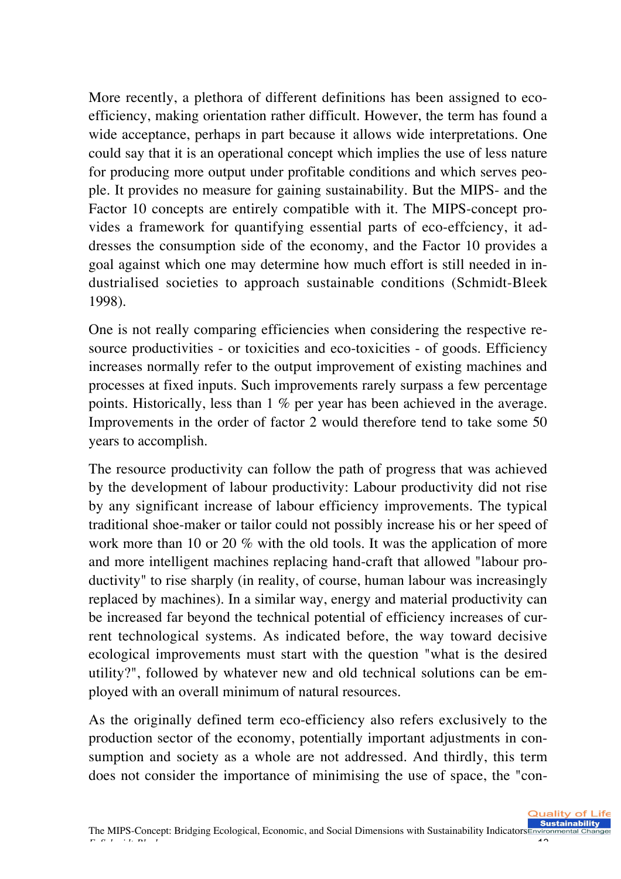More recently, a plethora of different definitions has been assigned to eco-efficiency, making orientation rather difficult. However, the term has found a wide acceptance, perhaps in part because it allows wide interpretations. One could say that it is an operational concept which implies the use of less nature for producing more output under profitable conditions and which serves people. It provides no measure for gaining sustainability. But the MIPS- and the Factor 10 concepts are entirely compatible with it. The MIPS-concept provides a framework for quantifying essential parts of eco-effciency, it addresses the consumption side of the economy, and the Factor 10 provides a goal against which one may determine how much effort is still needed in industrialised societies to approach sustainable conditions (Schmidt-Bleek 1998).

One is not really comparing efficiencies when considering the respective resource productivities - or toxicities and eco-toxicities - of goods. Efficiency increases normally refer to the output improvement of existing machines and processes at fixed inputs. Such improvements rarely surpass a few percentage points. Historically, less than 1 % per year has been achieved in the average. Improvements in the order of factor 2 would therefore tend to take some 50 years to accomplish.

The resource productivity can follow the path of progress that was achieved by the development of labour productivity: Labour productivity did not rise by any significant increase of labour efficiency improvements. The typical traditional shoe-maker or tailor could not possibly increase his or her speed of work more than 10 or 20 % with the old tools. It was the application of more and more intelligent machines replacing hand-craft that allowed "labour productivity" to rise sharply (in reality, of course, human labour was increasingly replaced by machines). In a similar way, energy and material productivity can be increased far beyond the technical potential of efficiency increases of current technological systems. As indicated before, the way toward decisive ecological improvements must start with the question "what is the desired utility?", followed by whatever new and old technical solutions can be employed with an overall minimum of natural resources.

As the originally defined term eco-efficiency also refers exclusively to the production sector of the economy, potentially important adjustments in consumption and society as a whole are not addressed. And thirdly, this term does not consider the importance of minimising the use of space, the "con-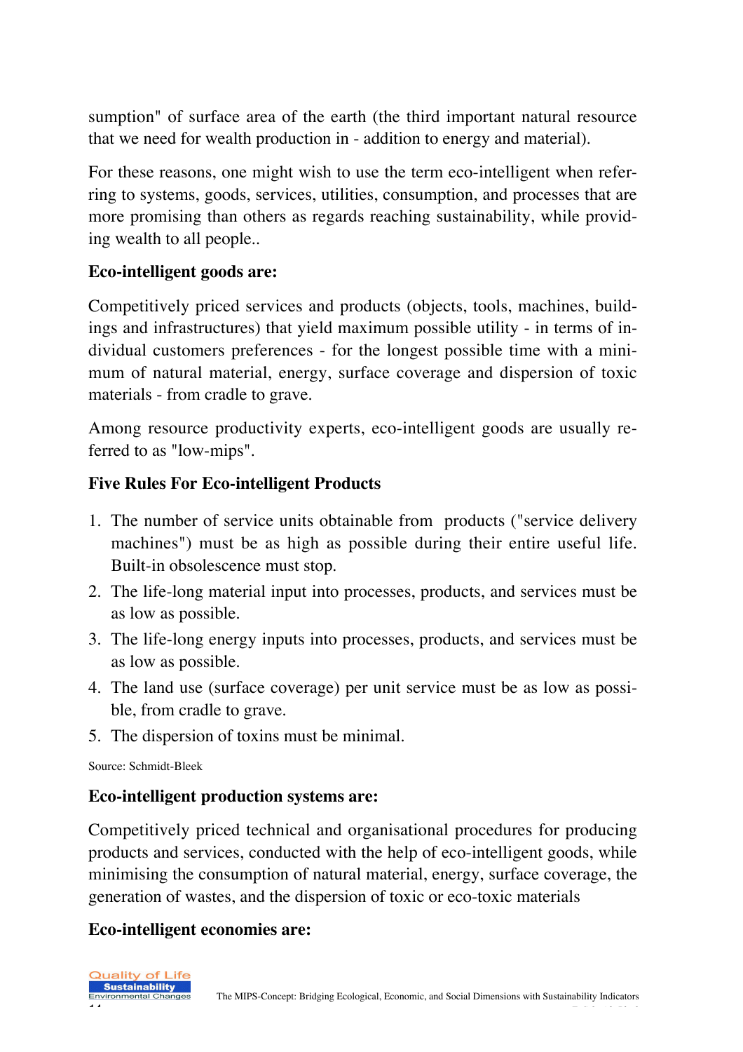sumption" of surface area of the earth (the third important natural resource that we need for wealth production in - addition to energy and material).

For these reasons, one might wish to use the term eco-intelligent when referring to systems, goods, services, utilities, consumption, and processes that are more promising than others as regards reaching sustainability, while providing wealth to all people..

**Eco-intelligent goods are:**

Competitively priced services and products (objects, tools, machines, buildings and infrastructures) that yield maximum possible utility - in terms of individual customers preferences - for the longest possible time with a minimum of natural material, energy, surface coverage and dispersion of toxic materials - from cradle to grave.

Among resource productivity experts, eco-intelligent goods are usually referred to as "low-mips".

**Five Rules For Eco-intelligent Products**

1. The number of service units obtainable from products ("service delivery machines") must be as high as possible during their entire useful life. Built-in obsolescence must stop.
2. The life-long material input into processes, products, and services must be as low as possible.
3. The life-long energy inputs into processes, products, and services must be as low as possible.
4. The land use (surface coverage) per unit service must be as low as possible, from cradle to grave.
5. The dispersion of toxins must be minimal.

Source: Schmidt-Bleek

**Eco-intelligent production systems are:**

Competitively priced technical and organisational procedures for producing products and services, conducted with the help of eco-intelligent goods, while minimising the consumption of natural material, energy, surface coverage, the generation of wastes, and the dispersion of toxic or eco-toxic materials

**Eco-intelligent economies are:**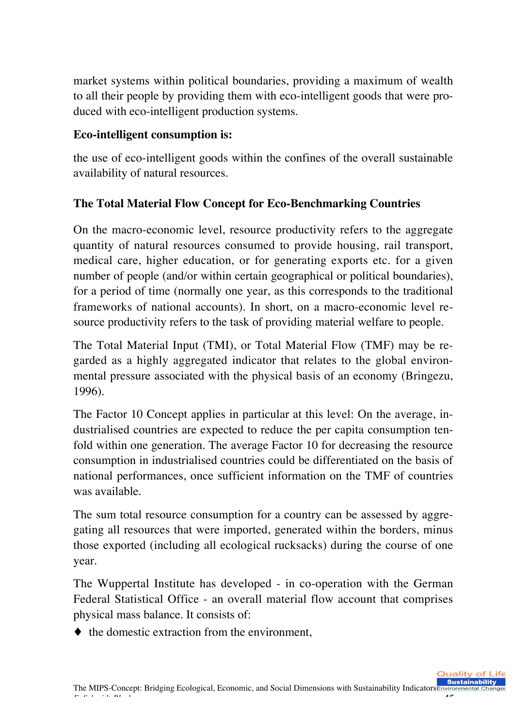market systems within political boundaries, providing a maximum of wealth to all their people by providing them with eco-intelligent goods that were produced with eco-intelligent production systems.

**Eco-intelligent consumption is:**

the use of eco-intelligent goods within the confines of the overall sustainable availability of natural resources.

## The Total Material Flow Concept for Eco-Benchmarking Countries

On the macro-economic level, resource productivity refers to the aggregate quantity of natural resources consumed to provide housing, rail transport, medical care, higher education, or for generating exports etc. for a given number of people (and/or within certain geographical or political boundaries), for a period of time (normally one year, as this corresponds to the traditional frameworks of national accounts). In short, on a macro-economic level resource productivity refers to the task of providing material welfare to people.

The Total Material Input (TMI), or Total Material Flow (TMF) may be regarded as a highly aggregated indicator that relates to the global environmental pressure associated with the physical basis of an economy (Bringezu, 1996).

The Factor 10 Concept applies in particular at this level: On the average, industrialised countries are expected to reduce the per capita consumption tenfold within one generation. The average Factor 10 for decreasing the resource consumption in industrialised countries could be differentiated on the basis of national performances, once sufficient information on the TMF of countries was available.

The sum total resource consumption for a country can be assessed by aggregating all resources that were imported, generated within the borders, minus those exported (including all ecological rucksacks) during the course of one year.

The Wuppertal Institute has developed - in co-operation with the German Federal Statistical Office - an overall material flow account that comprises physical mass balance. It consists of:

- the domestic extraction from the environment,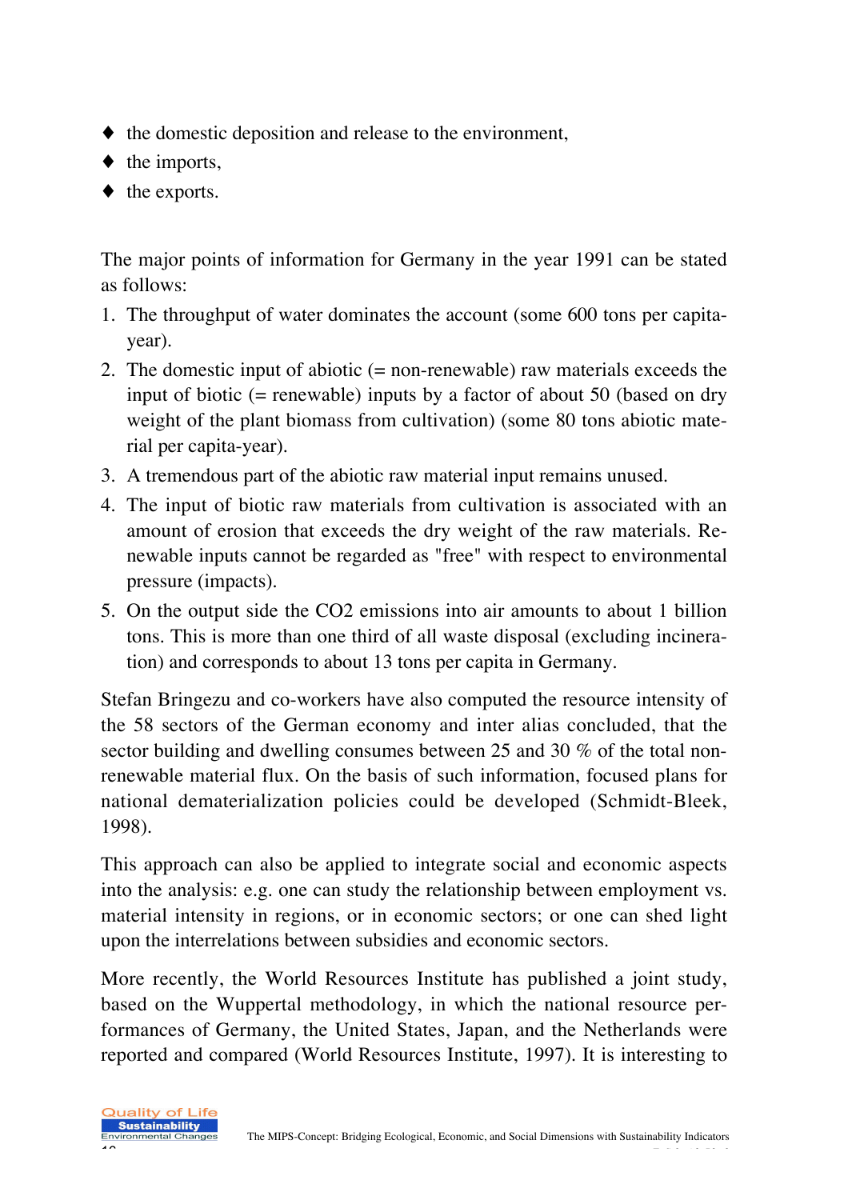- the domestic deposition and release to the environment,
- the imports,
- the exports.

The major points of information for Germany in the year 1991 can be stated as follows:

1. The throughput of water dominates the account (some 600 tons per capita-year).
2. The domestic input of abiotic (= non-renewable) raw materials exceeds the input of biotic (= renewable) inputs by a factor of about 50 (based on dry weight of the plant biomass from cultivation) (some 80 tons abiotic material per capita-year).
3. A tremendous part of the abiotic raw material input remains unused.
4. The input of biotic raw materials from cultivation is associated with an amount of erosion that exceeds the dry weight of the raw materials. Renewable inputs cannot be regarded as "free" with respect to environmental pressure (impacts).
5. On the output side the $CO_2$ emissions into air amounts to about 1 billion tons. This is more than one third of all waste disposal (excluding incineration) and corresponds to about 13 tons per capita in Germany.

Stefan Bringezu and co-workers have also computed the resource intensity of the 58 sectors of the German economy and inter alias concluded, that the sector building and dwelling consumes between 25 and 30 % of the total non-renewable material flux. On the basis of such information, focused plans for national dematerialization policies could be developed (Schmidt-Bleek, 1998).

This approach can also be applied to integrate social and economic aspects into the analysis: e.g. one can study the relationship between employment vs. material intensity in regions, or in economic sectors; or one can shed light upon the interrelations between subsidies and economic sectors.

More recently, the World Resources Institute has published a joint study, based on the Wuppertal methodology, in which the national resource performances of Germany, the United States, Japan, and the Netherlands were reported and compared (World Resources Institute, 1997). It is interesting to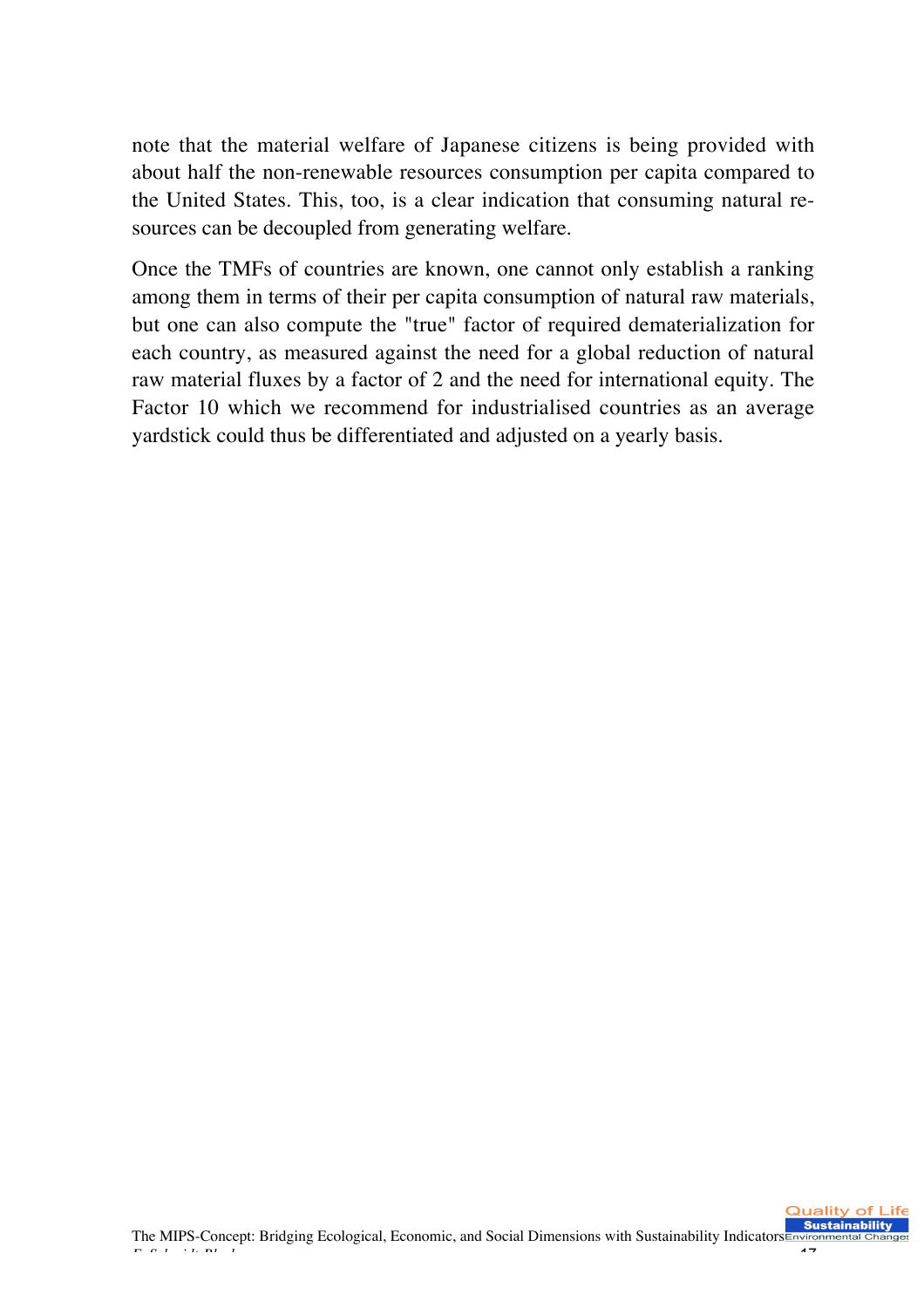note that the material welfare of Japanese citizens is being provided with about half the non-renewable resources consumption per capita compared to the United States. This, too, is a clear indication that consuming natural resources can be decoupled from generating welfare.

Once the TMFs of countries are known, one cannot only establish a ranking among them in terms of their per capita consumption of natural raw materials, but one can also compute the "true" factor of required dematerialization for each country, as measured against the need for a global reduction of natural raw material fluxes by a factor of 2 and the need for international equity. The Factor 10 which we recommend for industrialised countries as an average yardstick could thus be differentiated and adjusted on a yearly basis.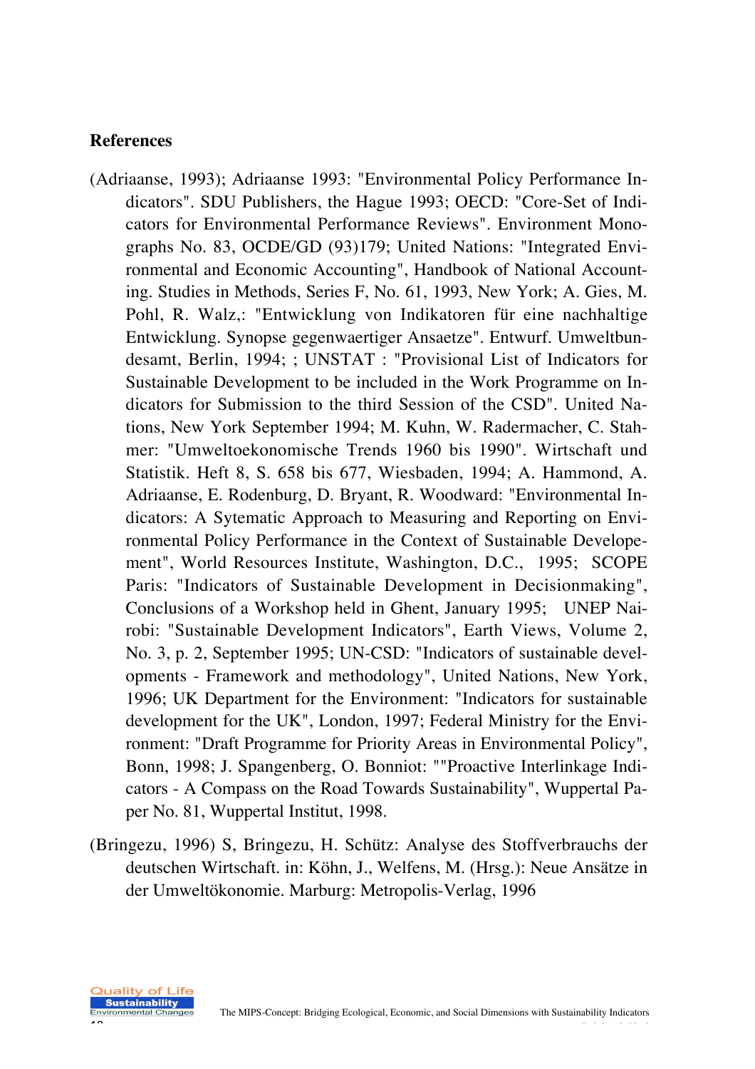## References

(Adriaanse, 1993); Adriaanse 1993: "Environmental Policy Performance Indicators". SDU Publishers, the Hague 1993; OECD: "Core-Set of Indicators for Environmental Performance Reviews". Environment Monographs No. 83, OCDE/GD (93)179; United Nations: "Integrated Environmental and Economic Accounting", Handbook of National Accounting. Studies in Methods, Series F, No. 61, 1993, New York; A. Gies, M. Pohl, R. Walz,: "Entwicklung von Indikatoren für eine nachhaltige Entwicklung. Synopse gegenwaertiger Ansaetze". Entwurf. Umweltbundesamt, Berlin, 1994; ; UNSTAT : "Provisional List of Indicators for Sustainable Development to be included in the Work Programme on Indicators for Submission to the third Session of the CSD". United Nations, New York September 1994; M. Kuhn, W. Radermacher, C. Stahmer: "Umweltoekonomische Trends 1960 bis 1990". Wirtschaft und Statistik. Heft 8, S. 658 bis 677, Wiesbaden, 1994; A. Hammond, A. Adriaanse, E. Rodenburg, D. Bryant, R. Woodward: "Environmental Indicators: A Sytematic Approach to Measuring and Reporting on Environmental Policy Performance in the Context of Sustainable Developement", World Resources Institute, Washington, D.C., 1995; SCOPE Paris: "Indicators of Sustainable Development in Decisionmaking", Conclusions of a Workshop held in Ghent, January 1995; UNEP Nairobi: "Sustainable Development Indicators", Earth Views, Volume 2, No. 3, p. 2, September 1995; UN-CSD: "Indicators of sustainable developments - Framework and methodology", United Nations, New York, 1996; UK Department for the Environment: "Indicators for sustainable development for the UK", London, 1997; Federal Ministry for the Environment: "Draft Programme for Priority Areas in Environmental Policy", Bonn, 1998; J. Spangenberg, O. Bonniot: ""Proactive Interlinkage Indicators - A Compass on the Road Towards Sustainability", Wuppertal Paper No. 81, Wuppertal Institut, 1998.

(Bringezu, 1996) S, Bringezu, H. Schütz: Analyse des Stoffverbrauchs der deutschen Wirtschaft. in: Köhn, J., Welfens, M. (Hrsg.): Neue Ansätze in der Umweltökonomie. Marburg: Metropolis-Verlag, 1996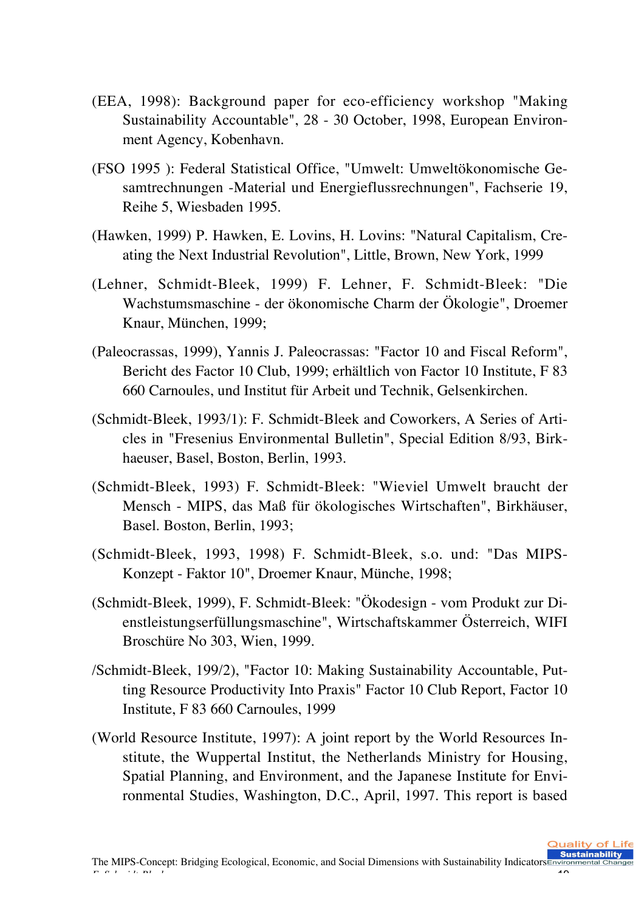(EEA, 1998): Background paper for eco-efficiency workshop "Making Sustainability Accountable", 28 - 30 October, 1998, European Environment Agency, Kobenhavn.

(FSO 1995 ): Federal Statistical Office, "Umwelt: Umweltökonomische Gesamtrechnungen -Material und Energieflussrechnungen", Fachserie 19, Reihe 5, Wiesbaden 1995.

(Hawken, 1999) P. Hawken, E. Lovins, H. Lovins: "Natural Capitalism, Creating the Next Industrial Revolution", Little, Brown, New York, 1999

(Lehner, Schmidt-Bleek, 1999) F. Lehner, F. Schmidt-Bleek: "Die Wachstumsmaschine - der ökonomische Charm der Ökologie", Droemer Knaur, München, 1999;

(Paleocrassas, 1999), Yannis J. Paleocrassas: "Factor 10 and Fiscal Reform", Bericht des Factor 10 Club, 1999; erhältlich von Factor 10 Institute, F 83 660 Carnoules, und Institut für Arbeit und Technik, Gelsenkirchen.

(Schmidt-Bleek, 1993/1): F. Schmidt-Bleek and Coworkers, A Series of Articles in "Fresenius Environmental Bulletin", Special Edition 8/93, Birkhaeuser, Basel, Boston, Berlin, 1993.

(Schmidt-Bleek, 1993) F. Schmidt-Bleek: "Wieviel Umwelt braucht der Mensch - MIPS, das Maß für ökologisches Wirtschaften", Birkhäuser, Basel. Boston, Berlin, 1993;

(Schmidt-Bleek, 1993, 1998) F. Schmidt-Bleek, s.o. und: "Das MIPS-Konzept - Faktor 10", Droemer Knaur, Münche, 1998;

(Schmidt-Bleek, 1999), F. Schmidt-Bleek: "Ökodesign - vom Produkt zur Dienstleistungserfüllungsmaschine", Wirtschaftskammer Österreich, WIFI Broschüre No 303, Wien, 1999.

/Schmidt-Bleek, 199/2), "Factor 10: Making Sustainability Accountable, Putting Resource Productivity Into Praxis" Factor 10 Club Report, Factor 10 Institute, F 83 660 Carnoules, 1999

(World Resource Institute, 1997): A joint report by the World Resources Institute, the Wuppertal Institut, the Netherlands Ministry for Housing, Spatial Planning, and Environment, and the Japanese Institute for Environmental Studies, Washington, D.C., April, 1997. This report is based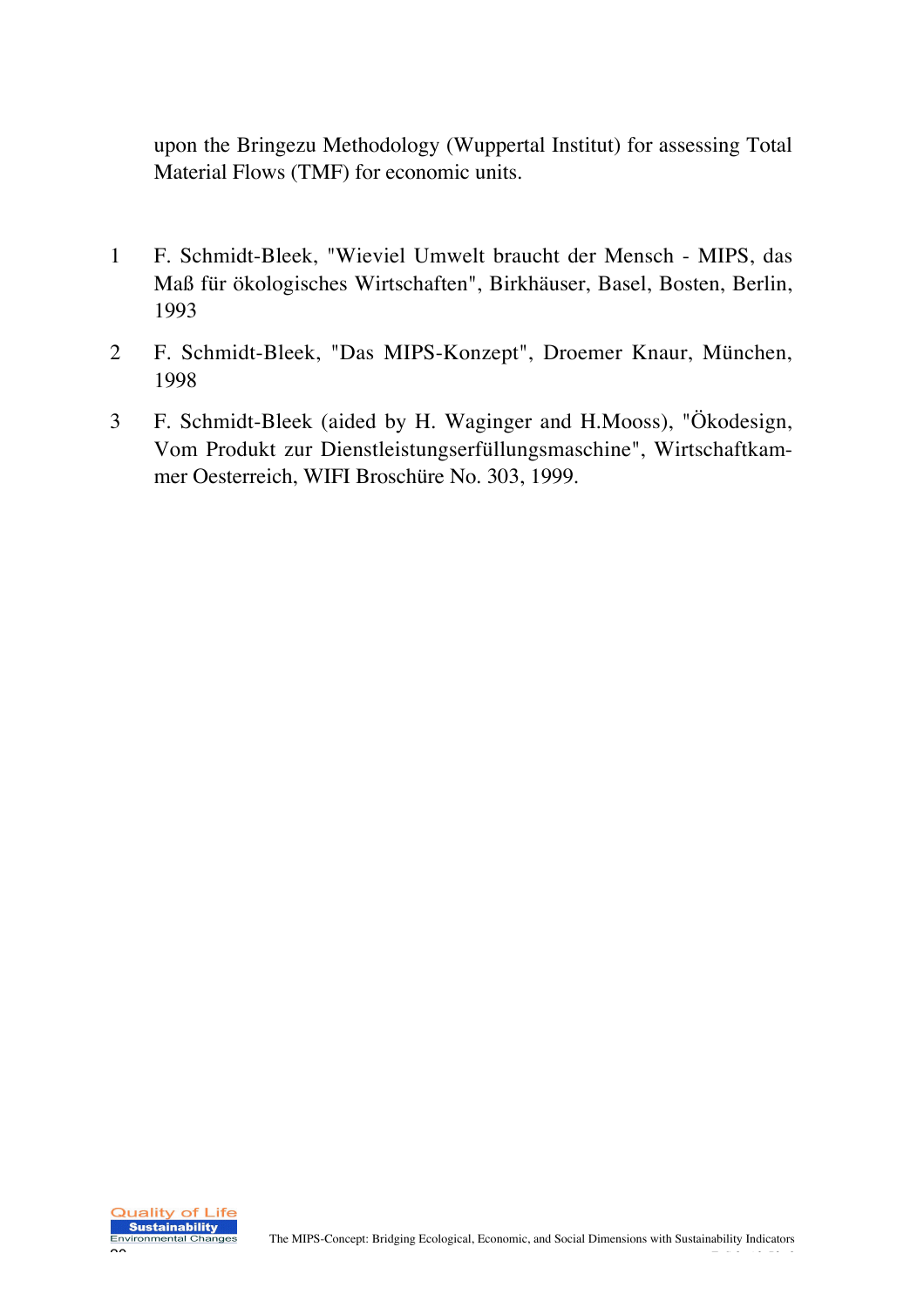upon the Bringezu Methodology (Wuppertal Institut) for assessing Total Material Flows (TMF) for economic units.

1 F. Schmidt-Bleek, "Wieviel Umwelt braucht der Mensch - MIPS, das Maß für ökologisches Wirtschaften", Birkhäuser, Basel, Bosten, Berlin, 1993

2 F. Schmidt-Bleek, "Das MIPS-Konzept", Droemer Knaur, München, 1998

3 F. Schmidt-Bleek (aided by H. Waginger and H.Mooss), "Ökodesign, Vom Produkt zur Dienstleistungserfüllungsmaschine", Wirtschaftkammer Oesterreich, WIFI Broschüre No. 303, 1999.